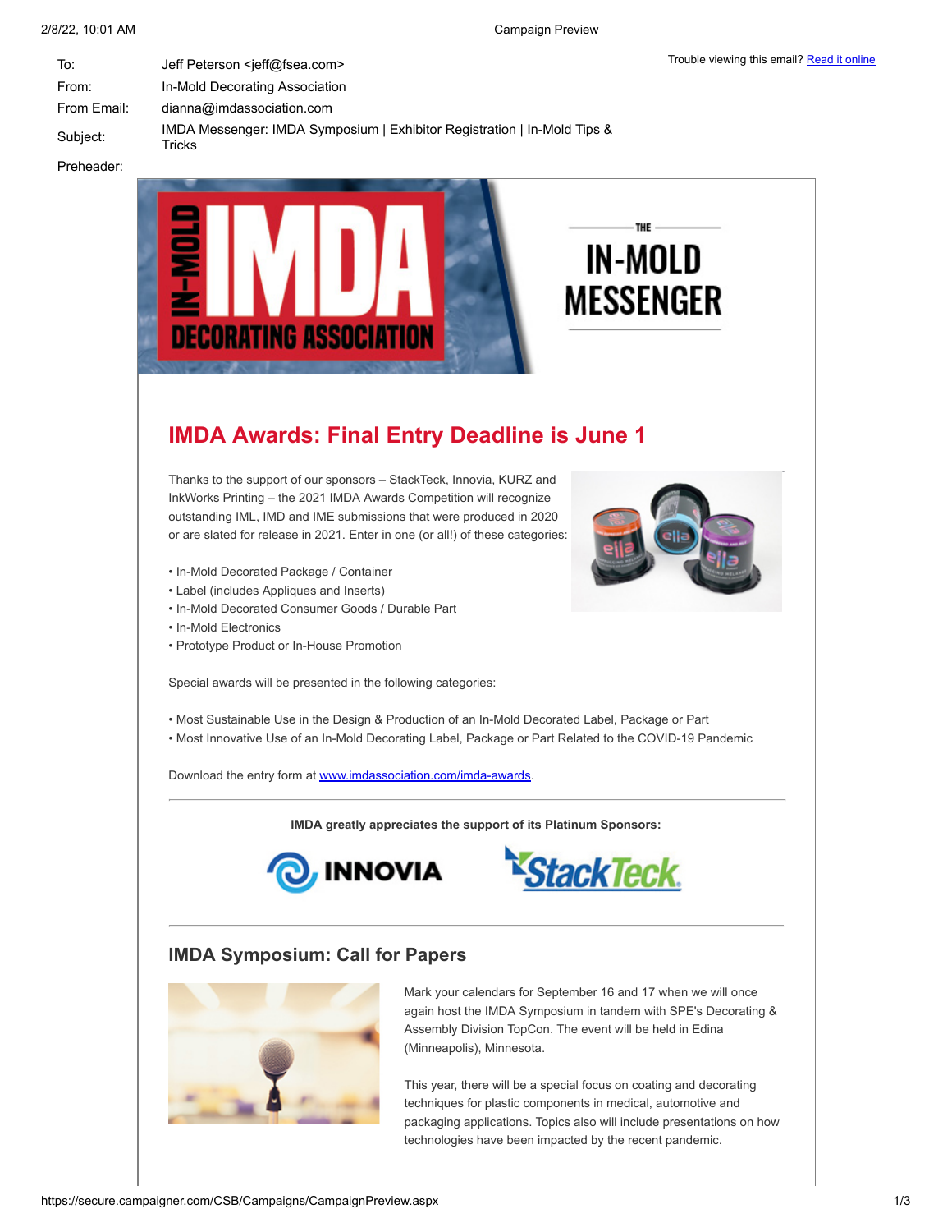| | |
|---|---|
| To: | Jeff Peterson <jeff@fsea.com> |
| From: | In-Mold Decorating Association |
| From Email: | dianna@imdassociation.com |
| Subject: | IMDA Messenger: IMDA Symposium \| Exhibitor Registration \| In-Mold Tips & Tricks |
| Preheader: | |

Trouble viewing this email? Read it online

# IMDA Awards: Final Entry Deadline is June 1

Thanks to the support of our sponsors – StackTeck, Innovia, KURZ and InkWorks Printing – the 2021 IMDA Awards Competition will recognize outstanding IML, IMD and IME submissions that were produced in 2020 or are slated for release in 2021. Enter in one (or all!) of these categories:

• In-Mold Decorated Package / Container
• Label (includes Appliques and Inserts)
• In-Mold Decorated Consumer Goods / Durable Part
• In-Mold Electronics
• Prototype Product or In-House Promotion

Special awards will be presented in the following categories:

• Most Sustainable Use in the Design & Production of an In-Mold Decorated Label, Package or Part
• Most Innovative Use of an In-Mold Decorating Label, Package or Part Related to the COVID-19 Pandemic

Download the entry form at www.imdassociation.com/imda-awards.

---

**IMDA greatly appreciates the support of its Platinum Sponsors:**

---

## IMDA Symposium: Call for Papers

Mark your calendars for September 16 and 17 when we will once again host the IMDA Symposium in tandem with SPE's Decorating & Assembly Division TopCon. The event will be held in Edina (Minneapolis), Minnesota.

This year, there will be a special focus on coating and decorating techniques for plastic components in medical, automotive and packaging applications. Topics also will include presentations on how technologies have been impacted by the recent pandemic.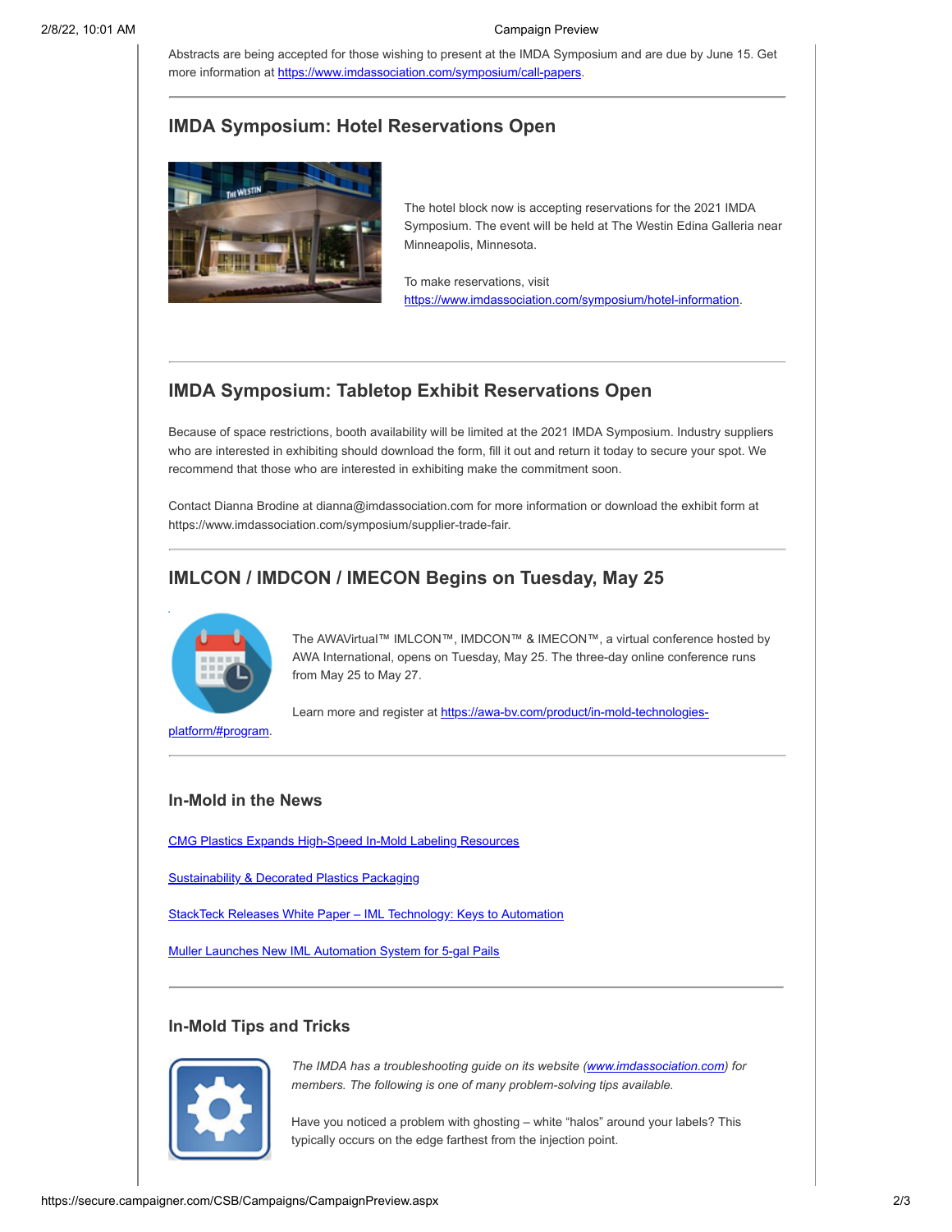Abstracts are being accepted for those wishing to present at the IMDA Symposium and are due by June 15. Get more information at https://www.imdassociation.com/symposium/call-papers.

## IMDA Symposium: Hotel Reservations Open

The hotel block now is accepting reservations for the 2021 IMDA Symposium. The event will be held at The Westin Edina Galleria near Minneapolis, Minnesota.

To make reservations, visit https://www.imdassociation.com/symposium/hotel-information.

## IMDA Symposium: Tabletop Exhibit Reservations Open

Because of space restrictions, booth availability will be limited at the 2021 IMDA Symposium. Industry suppliers who are interested in exhibiting should download the form, fill it out and return it today to secure your spot. We recommend that those who are interested in exhibiting make the commitment soon.

Contact Dianna Brodine at dianna@imdassociation.com for more information or download the exhibit form at https://www.imdassociation.com/symposium/supplier-trade-fair.

## IMLCON / IMDCON / IMECON Begins on Tuesday, May 25

The AWAVirtual™ IMLCON™, IMDCON™ & IMECON™, a virtual conference hosted by AWA International, opens on Tuesday, May 25. The three-day online conference runs from May 25 to May 27.

Learn more and register at https://awa-bv.com/product/in-mold-technologies-platform/#program.

## In-Mold in the News

CMG Plastics Expands High-Speed In-Mold Labeling Resources

Sustainability & Decorated Plastics Packaging

StackTeck Releases White Paper – IML Technology: Keys to Automation

Muller Launches New IML Automation System for 5-gal Pails

## In-Mold Tips and Tricks

*The IMDA has a troubleshooting guide on its website (www.imdassociation.com) for members. The following is one of many problem-solving tips available.*

Have you noticed a problem with ghosting – white "halos" around your labels? This typically occurs on the edge farthest from the injection point.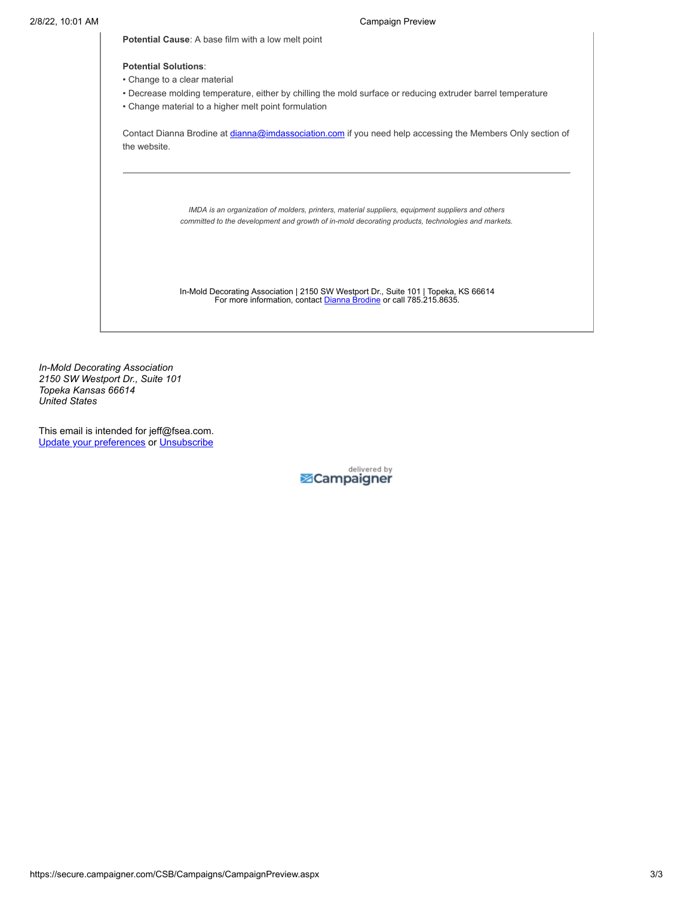**Potential Cause**: A base film with a low melt point

**Potential Solutions**:

- Change to a clear material
- Decrease molding temperature, either by chilling the mold surface or reducing extruder barrel temperature
- Change material to a higher melt point formulation

Contact Dianna Brodine at [dianna@imdassociation.com](mailto:dianna@imdassociation.com) if you need help accessing the Members Only section of the website.

---

*IMDA is an organization of molders, printers, material suppliers, equipment suppliers and others committed to the development and growth of in-mold decorating products, technologies and markets.*

In-Mold Decorating Association | 2150 SW Westport Dr., Suite 101 | Topeka, KS 66614
For more information, contact Dianna Brodine or call 785.215.8635.

*In-Mold Decorating Association*
*2150 SW Westport Dr., Suite 101*
*Topeka Kansas 66614*
*United States*

This email is intended for jeff@fsea.com.
Update your preferences or Unsubscribe

delivered by Campaigner